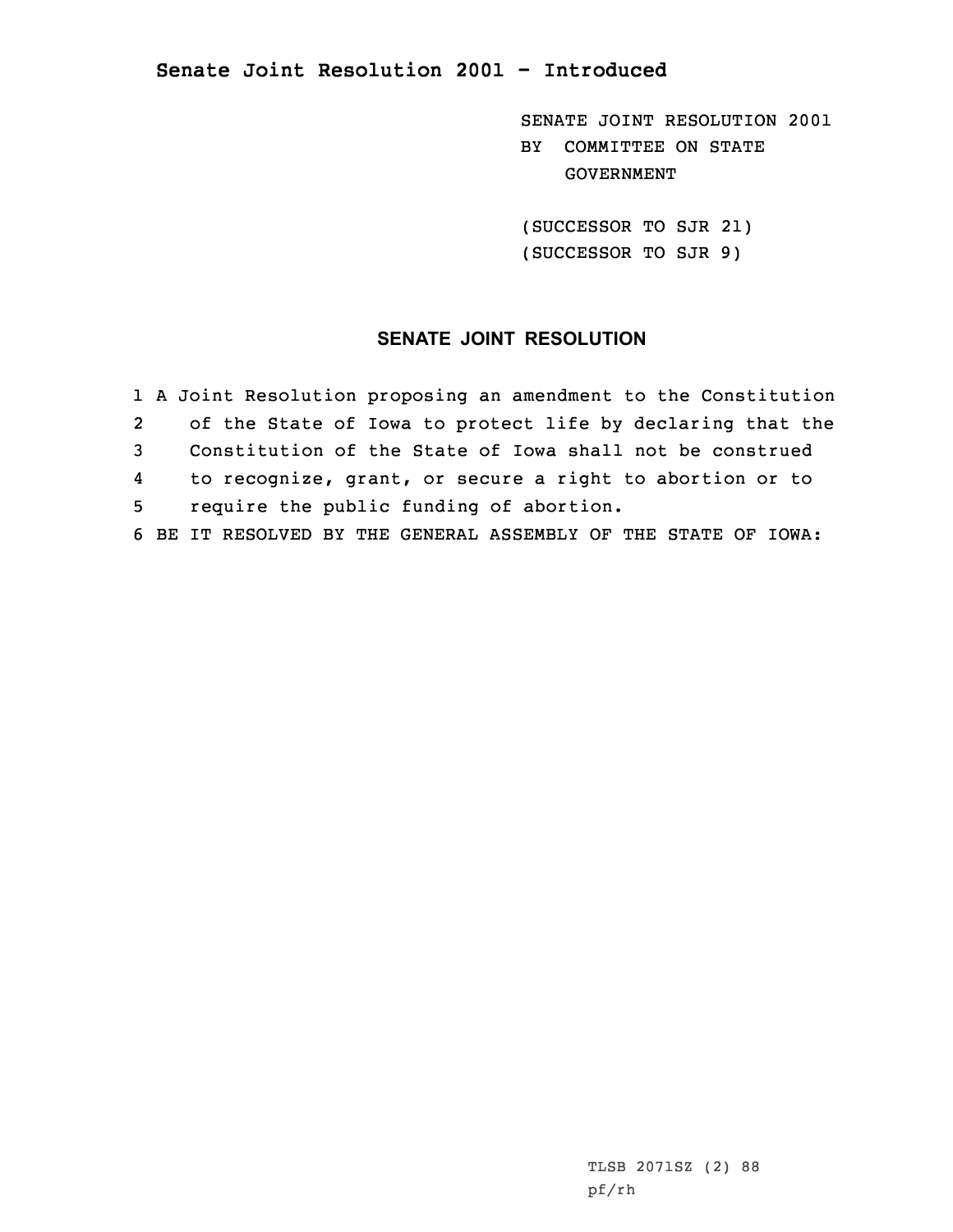# Senate Joint Resolution 2001 - Introduced

SENATE JOINT RESOLUTION 2001
BY COMMITTEE ON STATE GOVERNMENT

(SUCCESSOR TO SJR 21)
(SUCCESSOR TO SJR 9)

## SENATE JOINT RESOLUTION

1 A Joint Resolution proposing an amendment to the Constitution
2 of the State of Iowa to protect life by declaring that the
3 Constitution of the State of Iowa shall not be construed
4 to recognize, grant, or secure a right to abortion or to
5 require the public funding of abortion.
6 BE IT RESOLVED BY THE GENERAL ASSEMBLY OF THE STATE OF IOWA:

TLSB 2071SZ (2) 88
pf/rh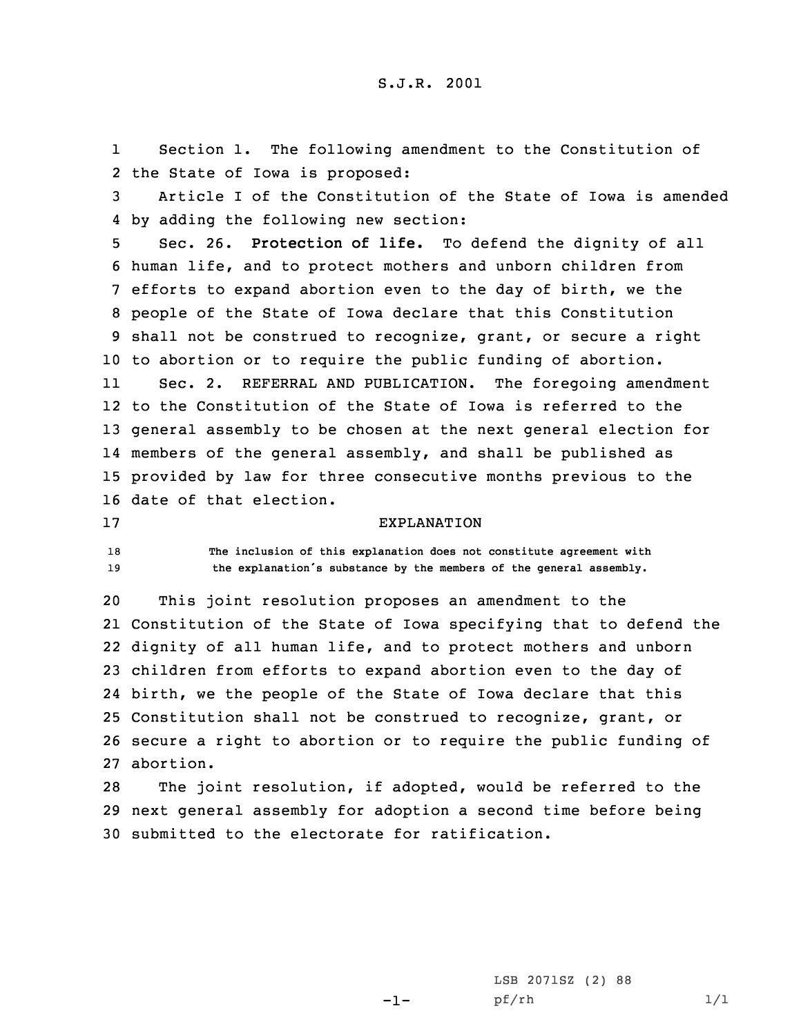S.J.R. 2001

Section 1. The following amendment to the Constitution of the State of Iowa is proposed:

Article I of the Constitution of the State of Iowa is amended by adding the following new section:

Sec. 26. **Protection of life.** To defend the dignity of all human life, and to protect mothers and unborn children from efforts to expand abortion even to the day of birth, we the people of the State of Iowa declare that this Constitution shall not be construed to recognize, grant, or secure a right to abortion or to require the public funding of abortion.

Sec. 2. REFERRAL AND PUBLICATION. The foregoing amendment to the Constitution of the State of Iowa is referred to the general assembly to be chosen at the next general election for members of the general assembly, and shall be published as provided by law for three consecutive months previous to the date of that election.

EXPLANATION

The inclusion of this explanation does not constitute agreement with the explanation's substance by the members of the general assembly.

This joint resolution proposes an amendment to the Constitution of the State of Iowa specifying that to defend the dignity of all human life, and to protect mothers and unborn children from efforts to expand abortion even to the day of birth, we the people of the State of Iowa declare that this Constitution shall not be construed to recognize, grant, or secure a right to abortion or to require the public funding of abortion.

The joint resolution, if adopted, would be referred to the next general assembly for adoption a second time before being submitted to the electorate for ratification.

LSB 2071SZ (2) 88
pf/rh